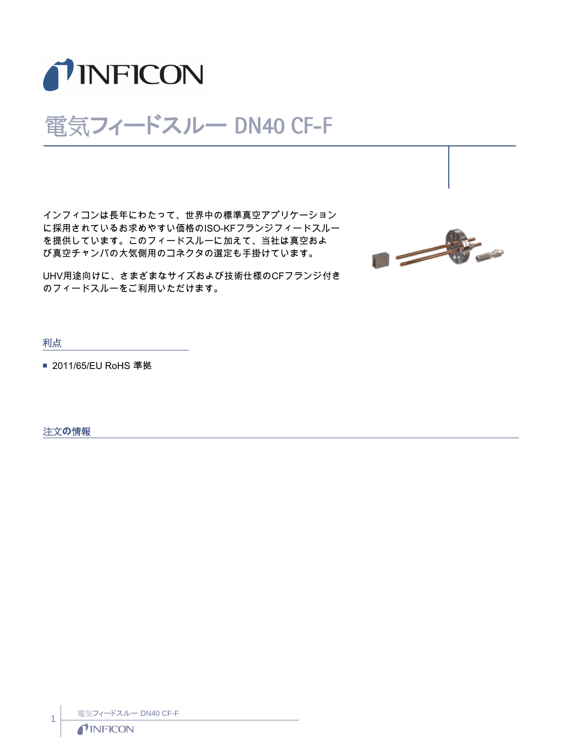# 電気フィードスルー DN40 CF-F

インフィコンは長年にわたって、世界中の標準真空アプリケーションに採用されているお求めやすい価格のISO-KFフランジフィードスルーを提供しています。このフィードスルーに加えて、当社は真空および真空チャンバの大気側用のコネクタの選定も手掛けています。

UHV用途向けに、さまざまなサイズおよび技術仕様のCFフランジ付きのフィードスルーをご利用いただけます。

## 利点

- 2011/65/EU RoHS 準拠

## 注文の情報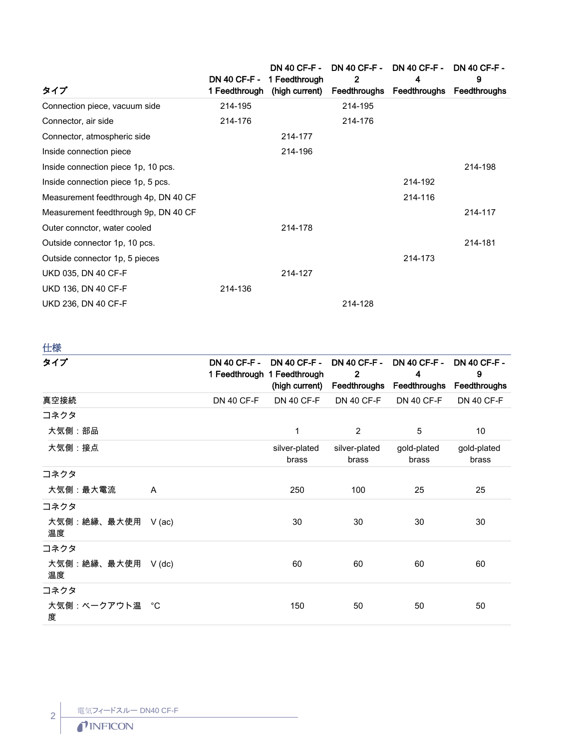| タイプ | DN 40 CF-F - 1 Feedthrough | DN 40 CF-F - 1 Feedthrough (high current) | DN 40 CF-F - 2 Feedthroughs | DN 40 CF-F - 4 Feedthroughs | DN 40 CF-F - 9 Feedthroughs |
|---|---|---|---|---|---|
| Connection piece, vacuum side | 214-195 | | 214-195 | | |
| Connector, air side | 214-176 | | 214-176 | | |
| Connector, atmospheric side | | 214-177 | | | |
| Inside connection piece | | 214-196 | | | |
| Inside connection piece 1p, 10 pcs. | | | | | 214-198 |
| Inside connection piece 1p, 5 pcs. | | | | 214-192 | |
| Measurement feedthrough 4p, DN 40 CF | | | | 214-116 | |
| Measurement feedthrough 9p, DN 40 CF | | | | | 214-117 |
| Outer connctor, water cooled | | 214-178 | | | |
| Outside connector 1p, 10 pcs. | | | | | 214-181 |
| Outside connector 1p, 5 pieces | | | | 214-173 | |
| UKD 035, DN 40 CF-F | | 214-127 | | | |
| UKD 136, DN 40 CF-F | 214-136 | | | | |
| UKD 236, DN 40 CF-F | | | 214-128 | | |

## 仕様

| タイプ | | DN 40 CF-F - 1 Feedthrough | DN 40 CF-F - 1 Feedthrough (high current) | DN 40 CF-F - 2 Feedthroughs | DN 40 CF-F - 4 Feedthroughs | DN 40 CF-F - 9 Feedthroughs |
|---|---|---|---|---|---|---|
| 真空接続 | | DN 40 CF-F | DN 40 CF-F | DN 40 CF-F | DN 40 CF-F | DN 40 CF-F |
| コネクタ | | | | | | |
| 大気側：部品 | | | 1 | 2 | 5 | 10 |
| 大気側：接点 | | | silver-plated brass | silver-plated brass | gold-plated brass | gold-plated brass |
| コネクタ | | | | | | |
| 大気側：最大電流 | A | | 250 | 100 | 25 | 25 |
| コネクタ | | | | | | |
| 大気側：絶縁、最大使用温度 | V (ac) | | 30 | 30 | 30 | 30 |
| コネクタ | | | | | | |
| 大気側：絶縁、最大使用温度 | V (dc) | | 60 | 60 | 60 | 60 |
| コネクタ | | | | | | |
| 大気側：ベークアウト温度 | °C | | 150 | 50 | 50 | 50 |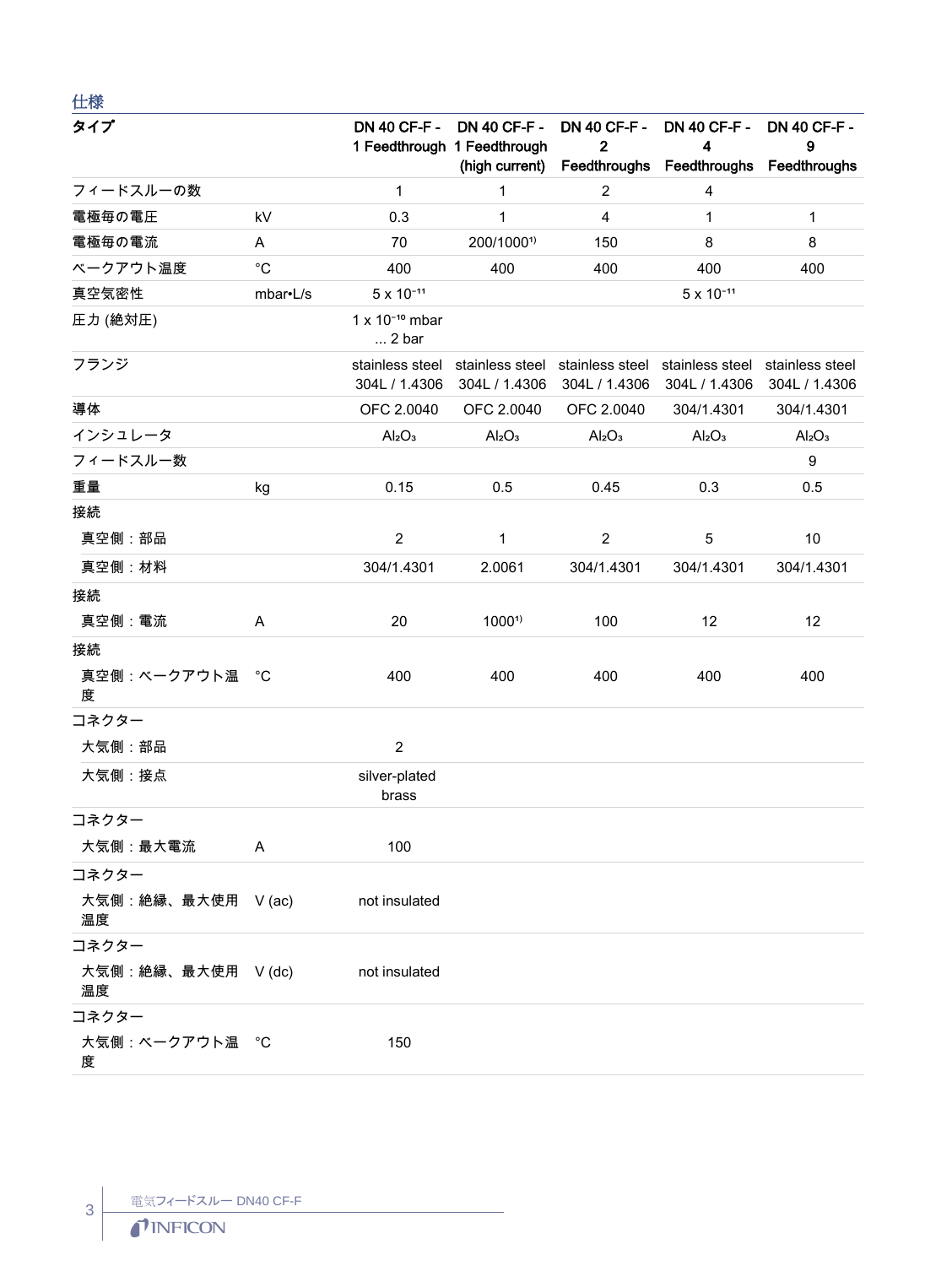## 仕様

| タイプ | | DN 40 CF-F - 1 Feedthrough | DN 40 CF-F - 1 Feedthrough (high current) | DN 40 CF-F - 2 Feedthroughs | DN 40 CF-F - 4 Feedthroughs | DN 40 CF-F - 9 Feedthroughs |
|---|---|---|---|---|---|---|
| フィードスルーの数 | | 1 | 1 | 2 | 4 | |
| 電極毎の電圧 | kV | 0.3 | 1 | 4 | 1 | 1 |
| 電極毎の電流 | A | 70 | 200/1000[1)] | 150 | 8 | 8 |
| ベークアウト温度 | °C | 400 | 400 | 400 | 400 | 400 |
| 真空気密性 | mbar•L/s | $5 \times 10^{-11}$ | | | $5 \times 10^{-11}$ | |
| 圧力 (絶対圧) | | $1 \times 10^{-10}$ mbar ... 2 bar | | | | |
| フランジ | | stainless steel 304L / 1.4306 | stainless steel 304L / 1.4306 | stainless steel 304L / 1.4306 | stainless steel 304L / 1.4306 | stainless steel 304L / 1.4306 |
| 導体 | | OFC 2.0040 | OFC 2.0040 | OFC 2.0040 | 304/1.4301 | 304/1.4301 |
| インシュレータ | | $Al_2O_3$ | $Al_2O_3$ | $Al_2O_3$ | $Al_2O_3$ | $Al_2O_3$ |
| フィードスルー数 | | | | | | 9 |
| 重量 | kg | 0.15 | 0.5 | 0.45 | 0.3 | 0.5 |
| 接続 | | | | | | |
| 真空側：部品 | | 2 | 1 | 2 | 5 | 10 |
| 真空側：材料 | | 304/1.4301 | 2.0061 | 304/1.4301 | 304/1.4301 | 304/1.4301 |
| 接続 | | | | | | |
| 真空側：電流 | A | 20 | 1000[1)] | 100 | 12 | 12 |
| 接続 | | | | | | |
| 真空側：ベークアウト温度 | °C | 400 | 400 | 400 | 400 | 400 |
| コネクター | | | | | | |
| 大気側：部品 | | 2 | | | | |
| 大気側：接点 | | silver-plated brass | | | | |
| コネクター | | | | | | |
| 大気側：最大電流 | A | 100 | | | | |
| コネクター | | | | | | |
| 大気側：絶縁、最大使用温度 | V (ac) | not insulated | | | | |
| コネクター | | | | | | |
| 大気側：絶縁、最大使用温度 | V (dc) | not insulated | | | | |
| コネクター | | | | | | |
| 大気側：ベークアウト温度 | °C | 150 | | | | |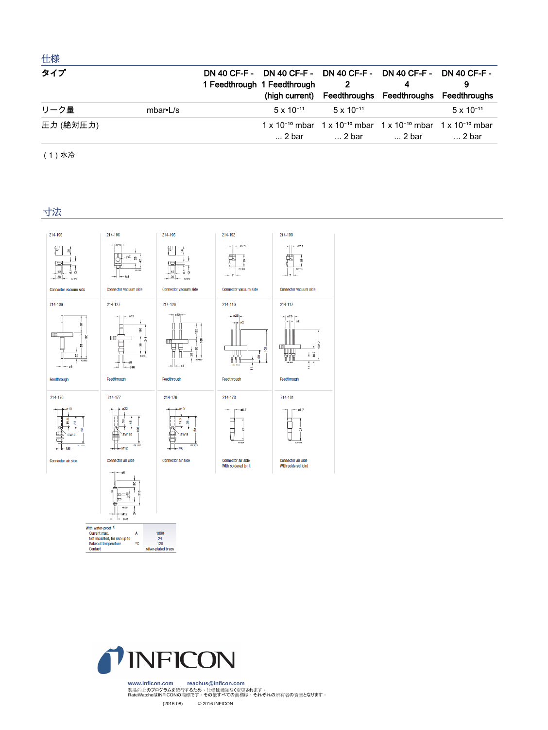## 仕様

| タイプ | | DN 40 CF-F - 1 Feedthrough | DN 40 CF-F - 1 Feedthrough (high current) | DN 40 CF-F - 2 Feedthroughs | DN 40 CF-F - 4 Feedthroughs | DN 40 CF-F - 9 Feedthroughs |
|---|---|---|---|---|---|---|
| リーク量 | mbar•L/s | | $5 \times 10^{-11}$ | $5 \times 10^{-11}$ | | $5 \times 10^{-11}$ |
| 圧力 (絶対圧力) | | | $1 \times 10^{-10}$ mbar ... 2 bar | $1 \times 10^{-10}$ mbar ... 2 bar | $1 \times 10^{-10}$ mbar ... 2 bar | $1 \times 10^{-10}$ mbar ... 2 bar |

（1）水冷

## 寸法

214-195

Connector vacuum side

214-186

Connector vacuum side

214-195

Connector vacuum side

214-192

Connector vacuum side

214-198

Connector vacuum side

214-136

Feedthrough

214-127

Feedthrough

214-128

Feedthrough

214-116

Feedthrough

214-117

Feedthrough

214-176

Connector air side

214-177

Connector air side

214-176

Connector air side

214-173

Connector air side
With soldered joint

214-181

Connector air side
With soldered joint

| | | |
|---|---|---|
| With water-proof [1] | | |
| Current max. | A | 1000 |
| Not insulated, for use up to | | 24 |
| Bakeout temperature | °C | 120 |
| Contact | | silver-plated brass |

INFICON

www.inficon.com reachus@inficon.com

製品向上のプログラムを続行するため、仕様は通知なく変更されます。
RateWatcheはINFICONの商標です。その他すべての商標は、それぞれの所有者の資産となります。

(2016-08) © 2016 INFICON